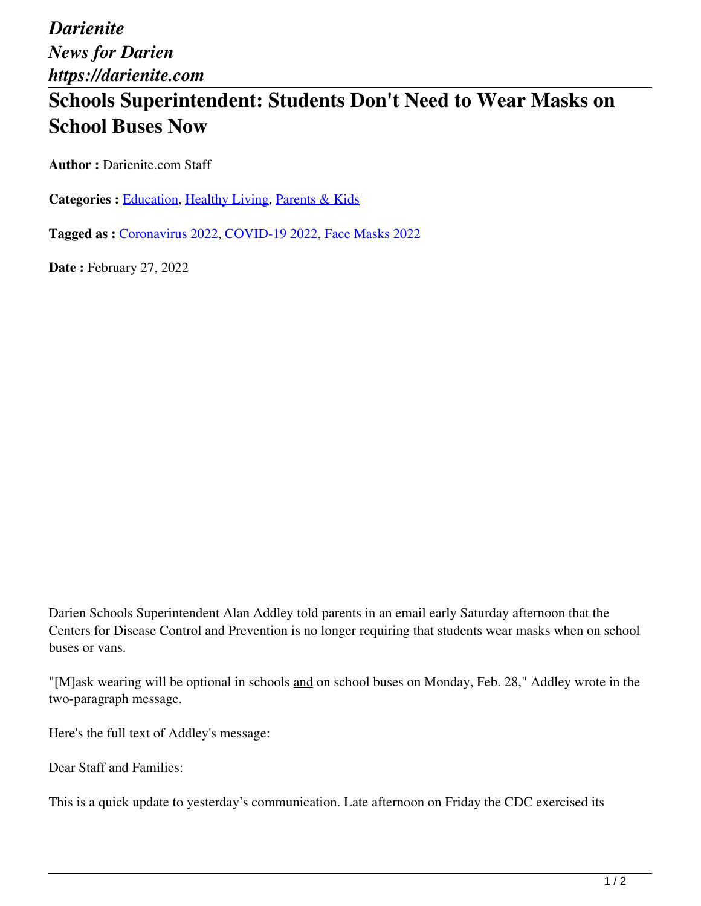*Darienite*
*News for Darien*
*https://darienite.com*

# Schools Superintendent: Students Don't Need to Wear Masks on School Buses Now

**Author :** Darienite.com Staff

**Categories :** [Education](), [Healthy Living](), [Parents & Kids]()

**Tagged as :** [Coronavirus 2022](), [COVID-19 2022](), [Face Masks 2022]()

**Date :** February 27, 2022

Darien Schools Superintendent Alan Addley told parents in an email early Saturday afternoon that the Centers for Disease Control and Prevention is no longer requiring that students wear masks when on school buses or vans.

"[M]ask wearing will be optional in schools <u>and</u> on school buses on Monday, Feb. 28," Addley wrote in the two-paragraph message.

Here's the full text of Addley's message:

Dear Staff and Families:

This is a quick update to yesterday's communication. Late afternoon on Friday the CDC exercised its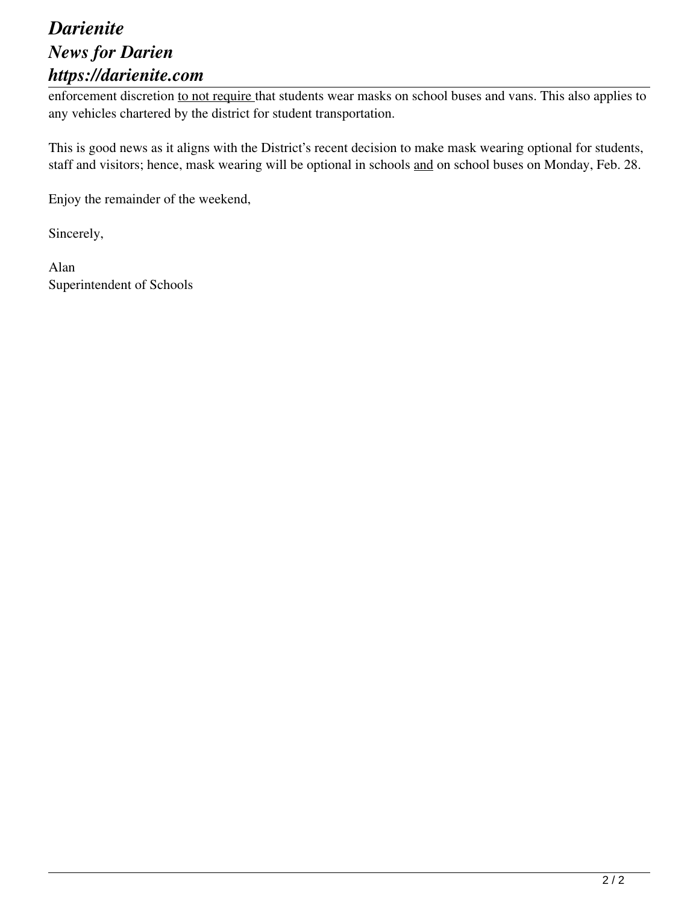enforcement discretion <u>to not require</u> that students wear masks on school buses and vans. This also applies to any vehicles chartered by the district for student transportation.

This is good news as it aligns with the District's recent decision to make mask wearing optional for students, staff and visitors; hence, mask wearing will be optional in schools <u>and</u> on school buses on Monday, Feb. 28.

Enjoy the remainder of the weekend,

Sincerely,

Alan
Superintendent of Schools